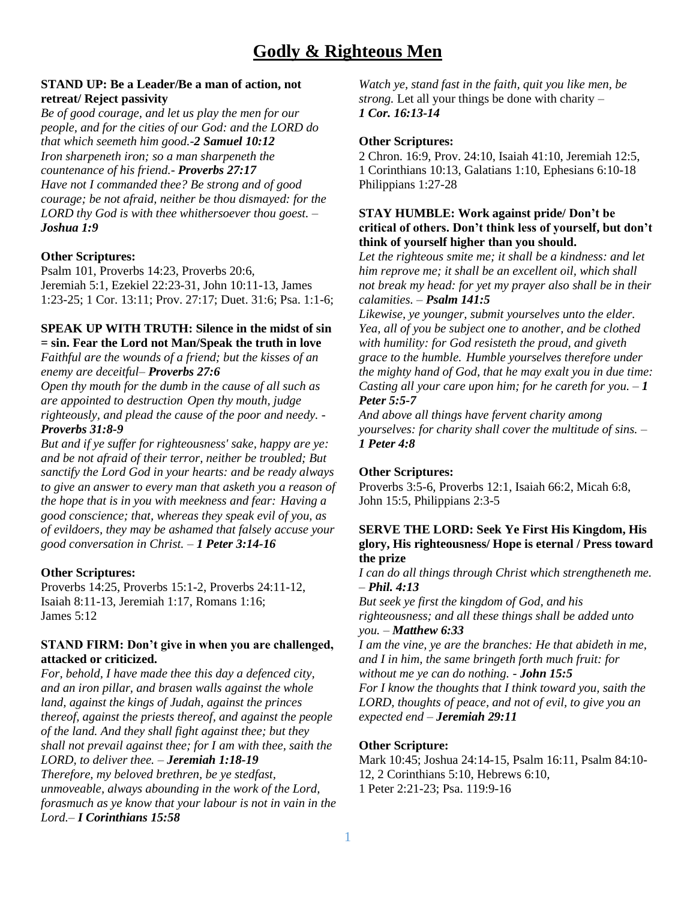# Godly & Righteous Men

**STAND UP: Be a Leader/Be a man of action, not retreat/ Reject passivity**

*Be of good courage, and let us play the men for our people, and for the cities of our God: and the LORD do that which seemeth him good.-**2 Samuel 10:12***

*Iron sharpeneth iron; so a man sharpeneth the countenance of his friend.- **Proverbs 27:17***

*Have not I commanded thee? Be strong and of good courage; be not afraid, neither be thou dismayed: for the LORD thy God is with thee whithersoever thou goest.* – ***Joshua 1:9***

**Other Scriptures:**

Psalm 101, Proverbs 14:23, Proverbs 20:6, Jeremiah 5:1, Ezekiel 22:23-31, John 10:11-13, James 1:23-25; 1 Cor. 13:11; Prov. 27:17; Duet. 31:6; Psa. 1:1-6;

**SPEAK UP WITH TRUTH: Silence in the midst of sin = sin. Fear the Lord not Man/Speak the truth in love**

*Faithful are the wounds of a friend; but the kisses of an enemy are deceitful– **Proverbs 27:6***

*Open thy mouth for the dumb in the cause of all such as are appointed to destruction Open thy mouth, judge righteously, and plead the cause of the poor and needy. - **Proverbs 31:8-9***

*But and if ye suffer for righteousness' sake, happy are ye: and be not afraid of their terror, neither be troubled; But sanctify the Lord God in your hearts: and be ready always to give an answer to every man that asketh you a reason of the hope that is in you with meekness and fear: Having a good conscience; that, whereas they speak evil of you, as of evildoers, they may be ashamed that falsely accuse your good conversation in Christ.* – ***1 Peter 3:14-16***

**Other Scriptures:**

Proverbs 14:25, Proverbs 15:1-2, Proverbs 24:11-12, Isaiah 8:11-13, Jeremiah 1:17, Romans 1:16; James 5:12

**STAND FIRM: Don't give in when you are challenged, attacked or criticized.**

*For, behold, I have made thee this day a defenced city, and an iron pillar, and brasen walls against the whole land, against the kings of Judah, against the princes thereof, against the priests thereof, and against the people of the land. And they shall fight against thee; but they shall not prevail against thee; for I am with thee, saith the LORD, to deliver thee.* – ***Jeremiah 1:18-19***

*Therefore, my beloved brethren, be ye stedfast, unmoveable, always abounding in the work of the Lord, forasmuch as ye know that your labour is not in vain in the Lord.– **I Corinthians 15:58***

*Watch ye, stand fast in the faith, quit you like men, be strong.* Let all your things be done with charity – ***1 Cor. 16:13-14***

**Other Scriptures:**

2 Chron. 16:9, Prov. 24:10, Isaiah 41:10, Jeremiah 12:5, 1 Corinthians 10:13, Galatians 1:10, Ephesians 6:10-18 Philippians 1:27-28

**STAY HUMBLE: Work against pride/ Don't be critical of others. Don't think less of yourself, but don't think of yourself higher than you should.**

*Let the righteous smite me; it shall be a kindness: and let him reprove me; it shall be an excellent oil, which shall not break my head: for yet my prayer also shall be in their calamities.* – ***Psalm 141:5***

*Likewise, ye younger, submit yourselves unto the elder. Yea, all of you be subject one to another, and be clothed with humility: for God resisteth the proud, and giveth grace to the humble. Humble yourselves therefore under the mighty hand of God, that he may exalt you in due time: Casting all your care upon him; for he careth for you.* – ***1 Peter 5:5-7***

*And above all things have fervent charity among yourselves: for charity shall cover the multitude of sins.* – ***1 Peter 4:8***

**Other Scriptures:**

Proverbs 3:5-6, Proverbs 12:1, Isaiah 66:2, Micah 6:8, John 15:5, Philippians 2:3-5

**SERVE THE LORD: Seek Ye First His Kingdom, His glory, His righteousness/ Hope is eternal / Press toward the prize**

*I can do all things through Christ which strengtheneth me.* – ***Phil. 4:13***

*But seek ye first the kingdom of God, and his righteousness; and all these things shall be added unto you.* – ***Matthew 6:33***

*I am the vine, ye are the branches: He that abideth in me, and I in him, the same bringeth forth much fruit: for without me ye can do nothing. - **John 15:5***

*For I know the thoughts that I think toward you, saith the LORD, thoughts of peace, and not of evil, to give you an expected end* – ***Jeremiah 29:11***

**Other Scripture:**

Mark 10:45; Joshua 24:14-15, Psalm 16:11, Psalm 84:10-12, 2 Corinthians 5:10, Hebrews 6:10, 1 Peter 2:21-23; Psa. 119:9-16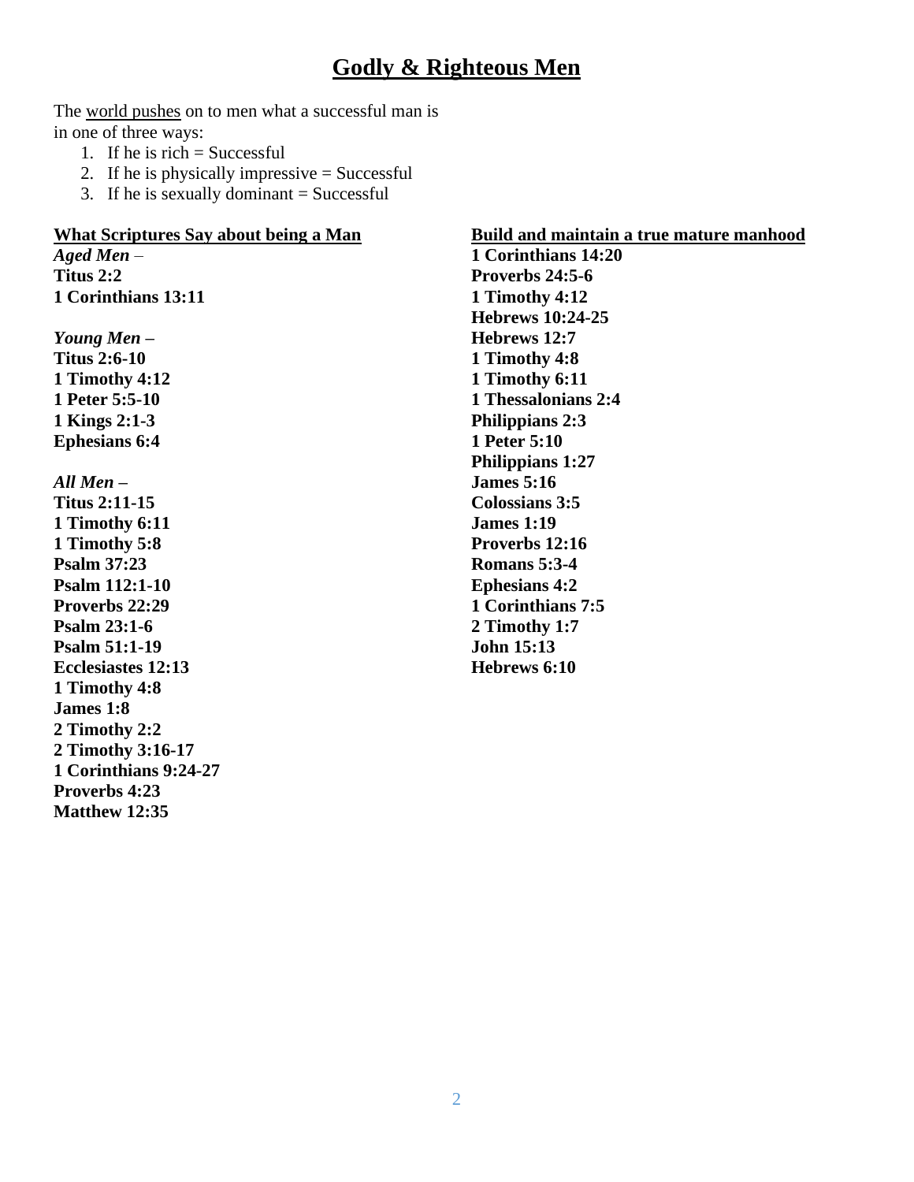# <u>Godly & Righteous Men</u>

The <u>world pushes</u> on to men what a successful man is in one of three ways:

1. If he is rich = Successful
2. If he is physically impressive = Successful
3. If he is sexually dominant = Successful

**<u>What Scriptures Say about being a Man</u>**

***Aged Men*** –
**Titus 2:2**
**1 Corinthians 13:11**

***Young Men*** **–**
**Titus 2:6-10**
**1 Timothy 4:12**
**1 Peter 5:5-10**
**1 Kings 2:1-3**
**Ephesians 6:4**

***All Men*** **–**
**Titus 2:11-15**
**1 Timothy 6:11**
**1 Timothy 5:8**
**Psalm 37:23**
**Psalm 112:1-10**
**Proverbs 22:29**
**Psalm 23:1-6**
**Psalm 51:1-19**
**Ecclesiastes 12:13**
**1 Timothy 4:8**
**James 1:8**
**2 Timothy 2:2**
**2 Timothy 3:16-17**
**1 Corinthians 9:24-27**
**Proverbs 4:23**
**Matthew 12:35**

**<u>Build and maintain a true mature manhood</u>**

**1 Corinthians 14:20**
**Proverbs 24:5-6**
**1 Timothy 4:12**
**Hebrews 10:24-25**
**Hebrews 12:7**
**1 Timothy 4:8**
**1 Timothy 6:11**
**1 Thessalonians 2:4**
**Philippians 2:3**
**1 Peter 5:10**
**Philippians 1:27**
**James 5:16**
**Colossians 3:5**
**James 1:19**
**Proverbs 12:16**
**Romans 5:3-4**
**Ephesians 4:2**
**1 Corinthians 7:5**
**2 Timothy 1:7**
**John 15:13**
**Hebrews 6:10**